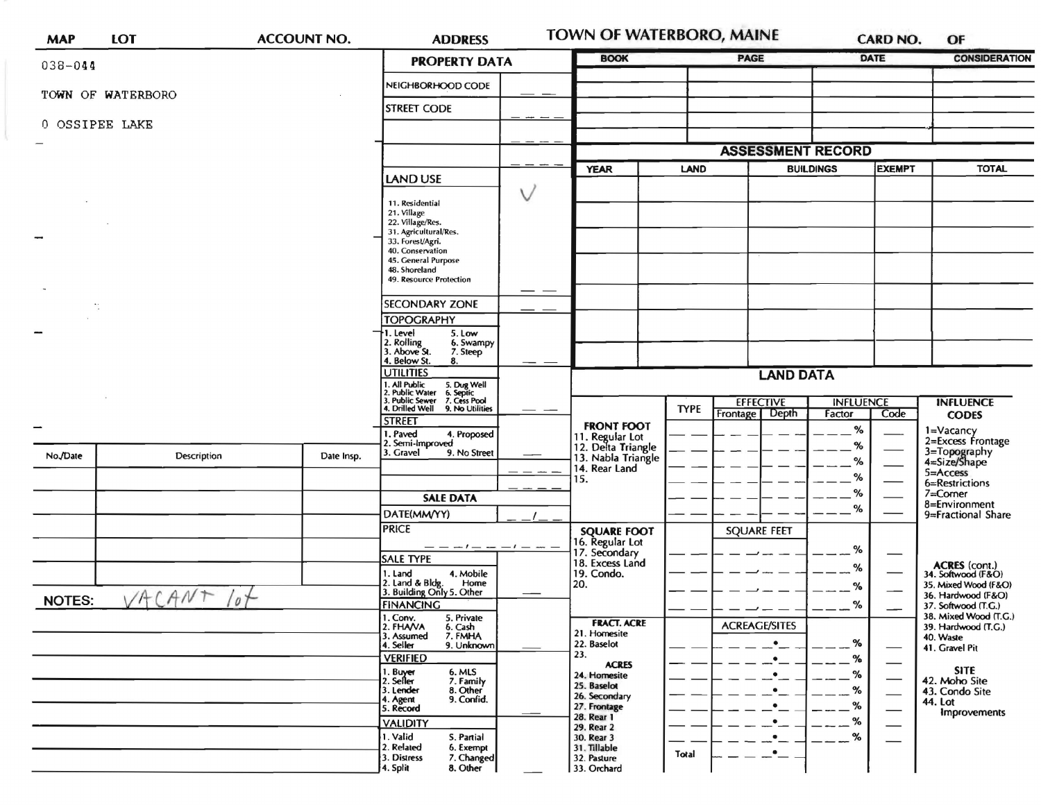| MAP | LOT | ACCOUNT NO. | ADDRESS | TOWN OF WATERBORO, MAINE | CARD NO. | OF |
|---|---|---|---|---|---|---|

038-044

TOWN OF WATERBORO

0 OSSIPEE LAKE

## PROPERTY DATA

| | |
|---|---|
| NEIGHBORHOOD CODE | |
| STREET CODE | |
| | |
| | |
| LAND USE | ✓ |
| 11. Residential<br>21. Village<br>22. Village/Res.<br>31. Agricultural/Res.<br>33. Forest/Agri.<br>40. Conservation<br>45. General Purpose<br>48. Shoreland<br>49. Resource Protection | |
| SECONDARY ZONE | |
| TOPOGRAPHY<br>1. Level 5. Low<br>2. Rolling 6. Swampy<br>3. Above St. 7. Steep<br>4. Below St. 8. | |
| UTILITIES<br>1. All Public 5. Dug Well<br>2. Public Water 6. Septic<br>3. Public Sewer 7. Cess Pool<br>4. Drilled Well 9. No Utilities | |
| STREET<br>1. Paved 4. Proposed<br>2. Semi-Improved<br>3. Gravel 9. No Street | |
| | |

## SALE DATA

| | |
|---|---|
| DATE(MM/YY) | / |
| PRICE | , , |
| SALE TYPE<br>1. Land 4. Mobile Home<br>2. Land & Bldg.<br>3. Building Only 5. Other | |
| FINANCING<br>1. Conv. 5. Private<br>2. FHA/VA 6. Cash<br>3. Assumed 7. FMHA<br>4. Seller 9. Unknown | |
| VERIFIED<br>1. Buyer 6. MLS<br>2. Seller 7. Family<br>3. Lender 8. Other<br>4. Agent 9. Confid.<br>5. Record | |
| VALIDITY<br>1. Valid 5. Partial<br>2. Related 6. Exempt<br>3. Distress 7. Changed<br>4. Split 8. Other | |

| BOOK | PAGE | DATE | CONSIDERATION |
|---|---|---|---|
| | | | |
| | | | |
| | | | |
| | | | |

## ASSESSMENT RECORD

| YEAR | LAND | BUILDINGS | EXEMPT | TOTAL |
|---|---|---|---|---|
| | | | | |
| | | | | |
| | | | | |
| | | | | |
| | | | | |
| | | | | |
| | | | | |

## LAND DATA

| | TYPE | EFFECTIVE Frontage | EFFECTIVE Depth | INFLUENCE Factor | INFLUENCE Code |
|---|---|---|---|---|---|
| **FRONT FOOT** | | | | | |
| 11. Regular Lot | | | | % | |
| 12. Delta Triangle | | | | % | |
| 13. Nabla Triangle | | | | % | |
| 14. Rear Land | | | | % | |
| 15. | | | | % | |
| | | | | % | |
| **SQUARE FOOT** | | SQUARE FEET | | | |
| 16. Regular Lot | | | | % | |
| 17. Secondary | | | | % | |
| 18. Excess Land | | | | % | |
| 19. Condo. | | | | % | |
| 20. | | | | | |
| **FRACT. ACRE** | | ACREAGE/SITES | | | |
| 21. Homesite | | | | % | |
| 22. Baselot | | | | % | |
| 23. | | | | % | |
| **ACRES** | | | | | |
| 24. Homesite | | | | % | |
| 25. Baselot | | | | % | |
| 26. Secondary | | | | % | |
| 27. Frontage | | | | % | |
| 28. Rear 1 | | | | % | |
| 29. Rear 2 | | | | | |
| 30. Rear 3 | | | | | |
| 31. Tillable | Total | | | | |
| 32. Pasture | | | | | |
| 33. Orchard | | | | | |

**INFLUENCE CODES**
1=Vacancy
2=Excess Frontage
3=Topography
4=Size/Shape
5=Access
6=Restrictions
7=Corner
8=Environment
9=Fractional Share

**ACRES (cont.)**
34. Softwood (F&O)
35. Mixed Wood (F&O)
36. Hardwood (F&O)
37. Softwood (T.G.)
38. Mixed Wood (T.G.)
39. Hardwood (T.G.)
40. Waste
41. Gravel Pit

**SITE**
42. Moho Site
43. Condo Site
44. Lot Improvements

| No./Date | Description | Date Insp. |
|---|---|---|
| | | |
| | | |
| | | |
| | | |
| | | |

NOTES: VACANT lot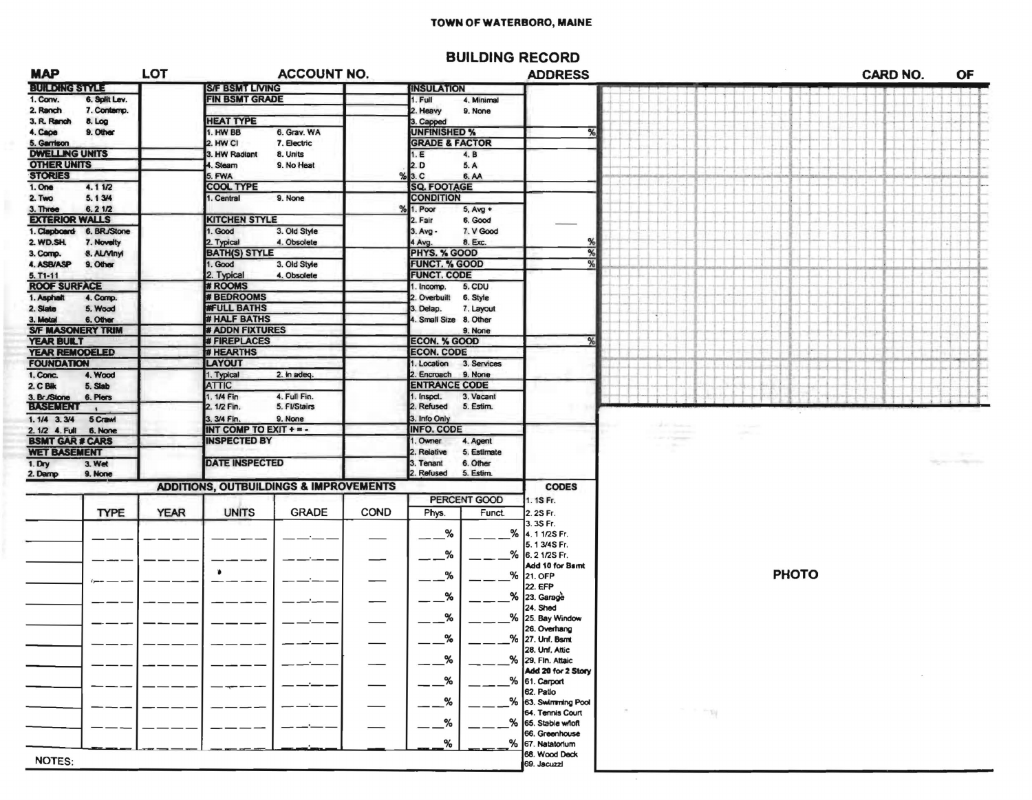TOWN OF WATERBORO, MAINE

# BUILDING RECORD

MAP | LOT | ACCOUNT NO. | ADDRESS | CARD NO. | OF

| | | | | | |
|---|---|---|---|---|---|
| **BUILDING STYLE** | | **S/F BSMT LIVING** | | **INSULATION** | |
| 1. Conv. 6. Split Lev. | | **FIN BSMT GRADE** | | 1. Full 4. Minimal | |
| 2. Ranch 7. Contemp. | | | | 2. Heavy 9. None | |
| 3. R. Ranch 8. Log | | **HEAT TYPE** | | 3. Capped | |
| 4. Cape 9. Other | | 1. HW BB 6. Grav. WA | | **UNFINISHED %** | % |
| 5. Garrison | | 2. HW CI 7. Electric | | **GRADE & FACTOR** | |
| **DWELLING UNITS** | | 3. HW Radiant 8. Units | | 1. E 4. B | |
| **OTHER UNITS** | | 4. Steam 9. No Heat | | 2. D 5. A | |
| **STORIES** | | 5. FWA | % | 3. C 6. AA | |
| 1. One 4. 1 1/2 | | **COOL TYPE** | | **SQ. FOOTAGE** | |
| 2. Two 5. 1 3/4 | | 1. Central 9. None | | **CONDITION** | |
| 3. Three 6. 2 1/2 | | | % | 1. Poor 5. Avg + | |
| **EXTERIOR WALLS** | | **KITCHEN STYLE** | | 2. Fair 6. Good | |
| 1. Clapboard 6. BR./Stone | | 1. Good 3. Old Style | | 3. Avg - 7. V Good | |
| 2. WD.SH. 7. Novelty | | 2. Typical 4. Obsolete | | 4 Avg. 8. Exc. | % |
| 3. Comp. 8. AL/Vinyl | | **BATH(S) STYLE** | | **PHYS. % GOOD** | % |
| 4. ASB/ASP 9. Other | | 1. Good 3. Old Style | | **FUNCT. % GOOD** | % |
| 5. T1-11 | | 2. Typical 4. Obsolete | | **FUNCT. CODE** | |
| **ROOF SURFACE** | | **# ROOMS** | | 1. Incomp. 5. CDU | |
| 1. Asphalt 4. Comp. | | **# BEDROOMS** | | 2. Overbuilt 6. Style | |
| 2. Slate 5. Wood | | **#FULL BATHS** | | 3. Delap. 7. Layout | |
| 3. Metal 6. Other | | **# HALF BATHS** | | 4. Small Size 8. Other | |
| **S/F MASONERY TRIM** | | **# ADDN FIXTURES** | | 9. None | |
| **YEAR BUILT** | | **# FIREPLACES** | | **ECON. % GOOD** | % |
| **YEAR REMODELED** | | **# HEARTHS** | | **ECON. CODE** | |
| **FOUNDATION** | | **LAYOUT** | | 1. Location 3. Services | |
| 1. Conc. 4. Wood | | 1. Typical 2. In adeq. | | 2. Encroach 9. None | |
| 2. C Blk 5. Slab | | **ATTIC** | | **ENTRANCE CODE** | |
| 3. Br./Stone 6. Piers | | 1. 1/4 Fin 4. Full Fin. | | 1. Inspct. 3. Vacant | |
| **BASEMENT** | | 2. 1/2 Fin. 5. Fl/Stairs | | 2. Refused 5. Estim. | |
| 1. 1/4 3. 3/4 5 Crawl | | 3. 3/4 Fin. 9. None | | 3. Info Only | |
| 2. 1/2 4. Full 6. None | | **INT COMP TO EXIT + = -** | | **INFO. CODE** | |
| **BSMT GAR # CARS** | | **INSPECTED BY** | | 1. Owner 4. Agent | |
| **WET BASEMENT** | | | | 2. Relative 5. Estimate | |
| 1. Dry 3. Wet | | **DATE INSPECTED** | | 3. Tenant 6. Other | |
| 2. Damp 9. None | | | | 2. Refused 5. Estim. | |

## ADDITIONS, OUTBUILDINGS & IMPROVEMENTS

| | TYPE | YEAR | UNITS | GRADE | COND | PERCENT GOOD Phys. | Funct. |
|---|---|---|---|---|---|---|---|
| | | | | | | % | % |
| | | | | | | % | % |
| | | | | | | % | % |
| | | | | | | % | % |
| | | | | | | % | % |
| | | | | | | % | % |
| | | | | | | % | % |
| | | | | | | % | % |
| | | | | | | % | % |
| | | | | | | % | % |
| | | | | | | % | % |

NOTES:

**CODES**

1. 1S Fr.
2. 2S Fr.
3. 3S Fr.
4. 1 1/2S Fr.
5. 1 3/4S Fr.
6. 2 1/2S Fr.

**Add 10 for Bsmt**

21. OFP
22. EFP
23. Garage
24. Shed
25. Bay Window
26. Overhang
27. Unf. Bsmt
28. Unf. Attic
29. Fin. Attaic

**Add 20 for 2 Story**

61. Carport
62. Patio
63. Swimming Pool
64. Tennis Court
65. Stable w/loft
66. Greenhouse
67. Natatorium
68. Wood Deck
69. Jacuzzi

PHOTO